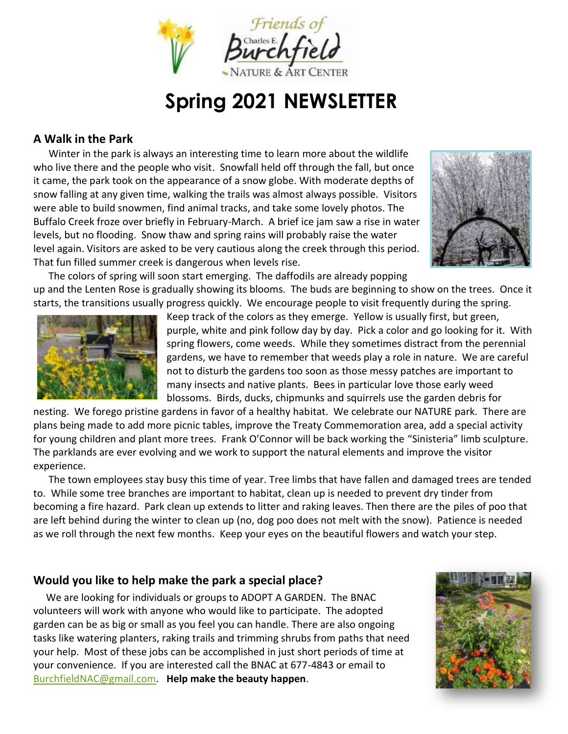Friends of Charles E. Burchfield Nature & Art Center

# Spring 2021 NEWSLETTER

## A Walk in the Park

Winter in the park is always an interesting time to learn more about the wildlife who live there and the people who visit. Snowfall held off through the fall, but once it came, the park took on the appearance of a snow globe. With moderate depths of snow falling at any given time, walking the trails was almost always possible. Visitors were able to build snowmen, find animal tracks, and take some lovely photos. The Buffalo Creek froze over briefly in February-March. A brief ice jam saw a rise in water levels, but no flooding. Snow thaw and spring rains will probably raise the water level again. Visitors are asked to be very cautious along the creek through this period. That fun filled summer creek is dangerous when levels rise.

The colors of spring will soon start emerging. The daffodils are already popping up and the Lenten Rose is gradually showing its blooms. The buds are beginning to show on the trees. Once it starts, the transitions usually progress quickly. We encourage people to visit frequently during the spring. Keep track of the colors as they emerge. Yellow is usually first, but green, purple, white and pink follow day by day. Pick a color and go looking for it. With spring flowers, come weeds. While they sometimes distract from the perennial gardens, we have to remember that weeds play a role in nature. We are careful not to disturb the gardens too soon as those messy patches are important to many insects and native plants. Bees in particular love those early weed blossoms. Birds, ducks, chipmunks and squirrels use the garden debris for nesting. We forego pristine gardens in favor of a healthy habitat. We celebrate our NATURE park. There are plans being made to add more picnic tables, improve the Treaty Commemoration area, add a special activity for young children and plant more trees. Frank O'Connor will be back working the "Sinisteria" limb sculpture. The parklands are ever evolving and we work to support the natural elements and improve the visitor experience.

The town employees stay busy this time of year. Tree limbs that have fallen and damaged trees are tended to. While some tree branches are important to habitat, clean up is needed to prevent dry tinder from becoming a fire hazard. Park clean up extends to litter and raking leaves. Then there are the piles of poo that are left behind during the winter to clean up (no, dog poo does not melt with the snow). Patience is needed as we roll through the next few months. Keep your eyes on the beautiful flowers and watch your step.

## Would you like to help make the park a special place?

We are looking for individuals or groups to ADOPT A GARDEN. The BNAC volunteers will work with anyone who would like to participate. The adopted garden can be as big or small as you feel you can handle. There are also ongoing tasks like watering planters, raking trails and trimming shrubs from paths that need your help. Most of these jobs can be accomplished in just short periods of time at your convenience. If you are interested call the BNAC at 677-4843 or email to BurchfieldNAC@gmail.com. **Help make the beauty happen**.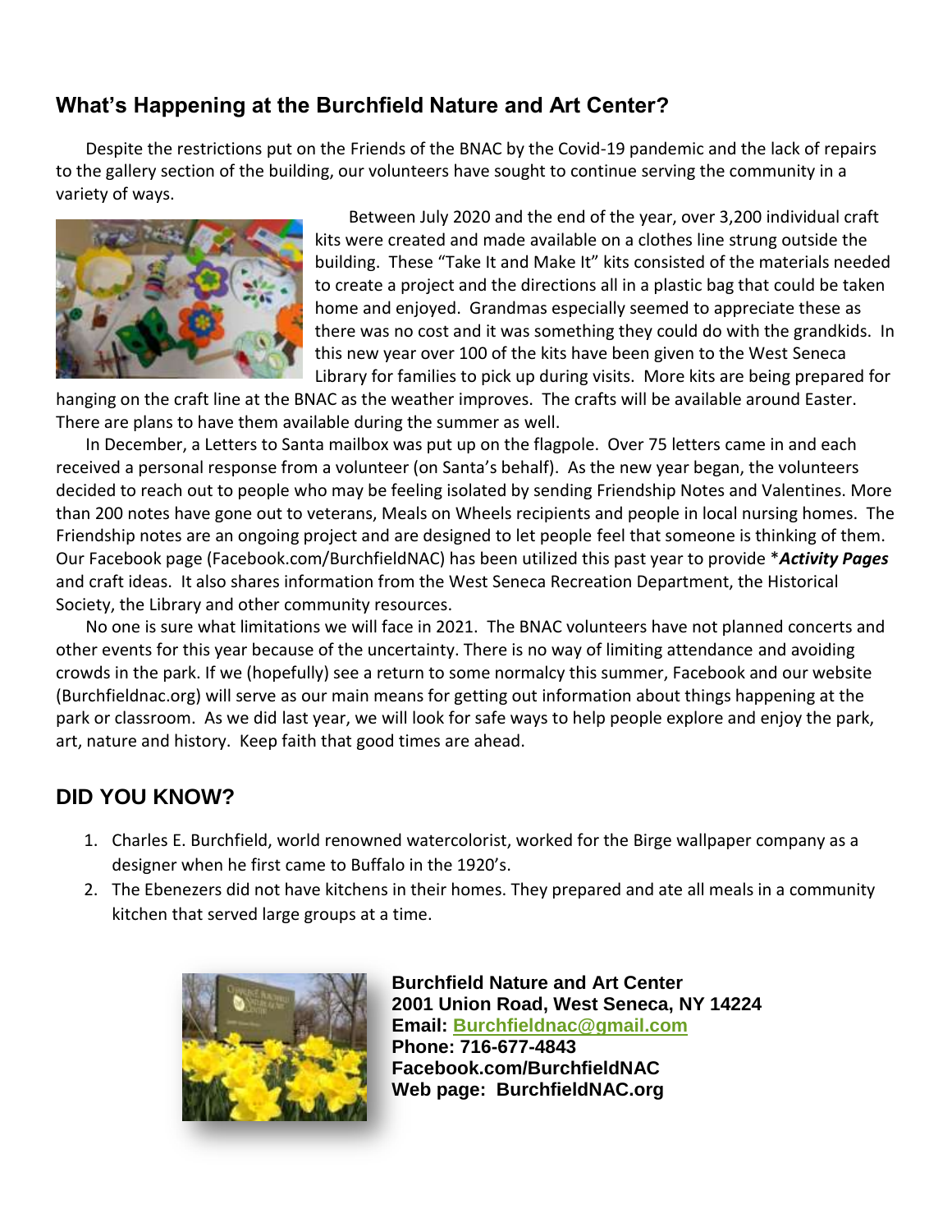## What's Happening at the Burchfield Nature and Art Center?

Despite the restrictions put on the Friends of the BNAC by the Covid-19 pandemic and the lack of repairs to the gallery section of the building, our volunteers have sought to continue serving the community in a variety of ways.

Between July 2020 and the end of the year, over 3,200 individual craft kits were created and made available on a clothes line strung outside the building. These "Take It and Make It" kits consisted of the materials needed to create a project and the directions all in a plastic bag that could be taken home and enjoyed. Grandmas especially seemed to appreciate these as there was no cost and it was something they could do with the grandkids. In this new year over 100 of the kits have been given to the West Seneca Library for families to pick up during visits. More kits are being prepared for hanging on the craft line at the BNAC as the weather improves. The crafts will be available around Easter. There are plans to have them available during the summer as well.

In December, a Letters to Santa mailbox was put up on the flagpole. Over 75 letters came in and each received a personal response from a volunteer (on Santa's behalf). As the new year began, the volunteers decided to reach out to people who may be feeling isolated by sending Friendship Notes and Valentines. More than 200 notes have gone out to veterans, Meals on Wheels recipients and people in local nursing homes. The Friendship notes are an ongoing project and are designed to let people feel that someone is thinking of them. Our Facebook page (Facebook.com/BurchfieldNAC) has been utilized this past year to provide \****Activity Pages*** and craft ideas. It also shares information from the West Seneca Recreation Department, the Historical Society, the Library and other community resources.

No one is sure what limitations we will face in 2021. The BNAC volunteers have not planned concerts and other events for this year because of the uncertainty. There is no way of limiting attendance and avoiding crowds in the park. If we (hopefully) see a return to some normalcy this summer, Facebook and our website (Burchfieldnac.org) will serve as our main means for getting out information about things happening at the park or classroom. As we did last year, we will look for safe ways to help people explore and enjoy the park, art, nature and history. Keep faith that good times are ahead.

## DID YOU KNOW?

1. Charles E. Burchfield, world renowned watercolorist, worked for the Birge wallpaper company as a designer when he first came to Buffalo in the 1920's.
2. The Ebenezers did not have kitchens in their homes. They prepared and ate all meals in a community kitchen that served large groups at a time.

**Burchfield Nature and Art Center**
**2001 Union Road, West Seneca, NY 14224**
**Email: Burchfieldnac@gmail.com**
**Phone: 716-677-4843**
**Facebook.com/BurchfieldNAC**
**Web page: BurchfieldNAC.org**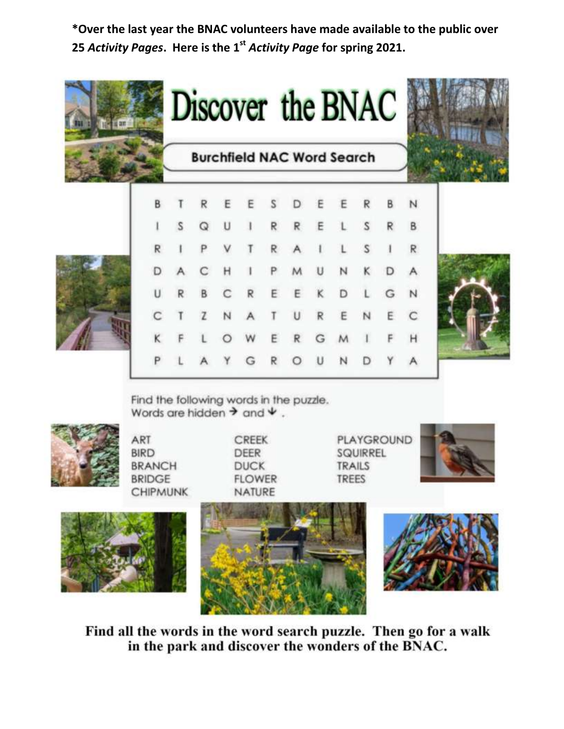*Over the last year the BNAC volunteers have made available to the public over 25 *Activity Pages*. Here is the 1st *Activity Page* for spring 2021.

# Discover the BNAC

## Burchfield NAC Word Search

| | | | | | | | | | | | |
|---|---|---|---|---|---|---|---|---|---|---|---|
| B | T | R | E | E | S | D | E | E | R | B | N |
| I | S | Q | U | I | R | R | E | L | S | R | B |
| R | I | P | V | T | R | A | I | L | S | I | R |
| D | A | C | H | I | P | M | U | N | K | D | A |
| U | R | B | C | R | E | E | K | D | L | G | N |
| C | T | Z | N | A | T | U | R | E | N | E | C |
| K | F | L | O | W | E | R | G | M | I | F | H |
| P | L | A | Y | G | R | O | U | N | D | Y | A |

Find the following words in the puzzle.
Words are hidden → and ↓ .

ART
BIRD
BRANCH
BRIDGE
CHIPMUNK

CREEK
DEER
DUCK
FLOWER
NATURE

PLAYGROUND
SQUIRREL
TRAILS
TREES

**Find all the words in the word search puzzle. Then go for a walk in the park and discover the wonders of the BNAC.**